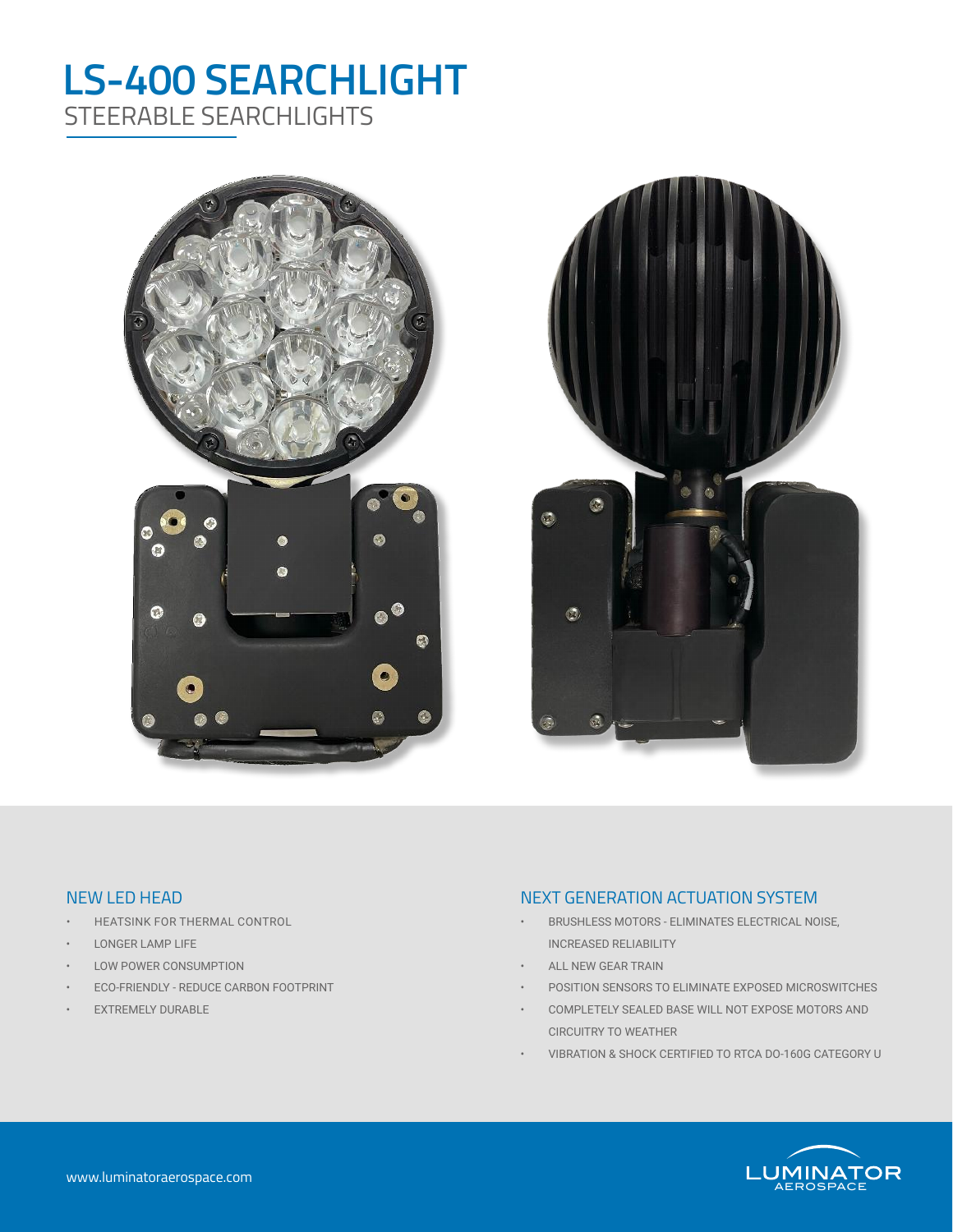# LS-400 SEARCHLIGHT

## STEERABLE SEARCHLIGHTS

### NEW LED HEAD

- HEATSINK FOR THERMAL CONTROL
- LONGER LAMP LIFE
- LOW POWER CONSUMPTION
- ECO-FRIENDLY - REDUCE CARBON FOOTPRINT
- EXTREMELY DURABLE

### NEXT GENERATION ACTUATION SYSTEM

- BRUSHLESS MOTORS - ELIMINATES ELECTRICAL NOISE, INCREASED RELIABILITY
- ALL NEW GEAR TRAIN
- POSITION SENSORS TO ELIMINATE EXPOSED MICROSWITCHES
- COMPLETELY SEALED BASE WILL NOT EXPOSE MOTORS AND CIRCUITRY TO WEATHER
- VIBRATION & SHOCK CERTIFIED TO RTCA DO-160G CATEGORY U

www.luminatoraerospace.com

LUMINATOR AEROSPACE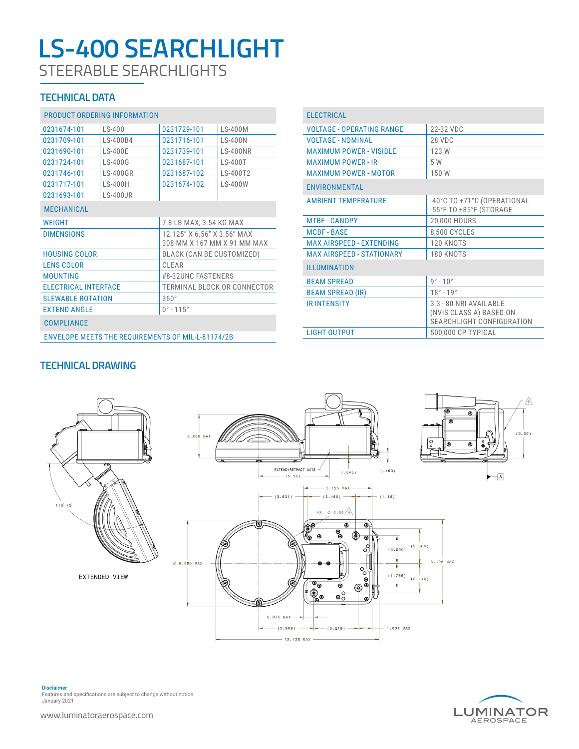# LS-400 SEARCHLIGHT

## STEERABLE SEARCHLIGHTS

### TECHNICAL DATA

| PRODUCT ORDERING INFORMATION | | | |
|---|---|---|---|
| 0231674-101 | LS-400 | 0231729-101 | LS-400M |
| 0231709-101 | LS-400B4 | 0231716-101 | LS-400N |
| 0231690-101 | LS-400E | 0231739-101 | LS-400NR |
| 0231724-101 | LS-400G | 0231687-101 | LS-400T |
| 0231746-101 | LS-400GR | 0231687-102 | LS-400T2 |
| 0231717-101 | LS-400H | 0231674-102 | LS-400W |
| 0231693-101 | LS-400JR | | |

| MECHANICAL | |
|---|---|
| WEIGHT | 7.8 LB MAX, 3.54 KG MAX |
| DIMENSIONS | 12.125" X 6.56" X 3.56" MAX<br>308 MM X 167 MM X 91 MM MAX |
| HOUSING COLOR | BLACK (CAN BE CUSTOMIZED) |
| LENS COLOR | CLEAR |
| MOUNTING | #8-32UNC FASTENERS |
| ELECTRICAL INTERFACE | TERMINAL BLOCK OR CONNECTOR |
| SLEWABLE ROTATION | 360° |
| EXTEND ANGLE | 0° - 115° |

**COMPLIANCE**

ENVELOPE MEETS THE REQUIREMENTS OF MIL-L-81174/2B

| ELECTRICAL | |
|---|---|
| VOLTAGE - OPERATING RANGE | 22-32 VDC |
| VOLTAGE - NOMINAL | 28 VDC |
| MAXIMUM POWER - VISIBLE | 123 W |
| MAXIMUM POWER - IR | 5 W |
| MAXIMUM POWER - MOTOR | 150 W |

| ENVIRONMENTAL | |
|---|---|
| AMBIENT TEMPERATURE | -40°C TO +71°C (OPERATIONAL<br>-55°F TO +85°F (STORAGE |
| MTBF - CANOPY | 20,000 HOURS |
| MCBF - BASE | 8,500 CYCLES |
| MAX AIRSPEED - EXTENDING | 120 KNOTS |
| MAX AIRSPEED - STATIONARY | 180 KNOTS |

| ILLUMINATION | |
|---|---|
| BEAM SPREAD | 9° - 10° |
| BEAM SPREAD (IR) | 18° - 19° |
| IR INTENSITY | 3.3 - 80 NRI AVAILABLE<br>(NVIS CLASS A) BASED ON<br>SEARCHLIGHT CONFIGURATION |
| LIGHT OUTPUT | 500,000 CP TYPICAL |

### TECHNICAL DRAWING

115° ±5°

EXTENDED VIEW

3.250 MAX

EXTEND/RETRACT AXIS

(5.12)

(.045)

(.450)

(3.56)

A

5.125 MAX

(3.531)

(3.469)

(1.16)

4X Ø 0.50

Ø 5.560 MAX

(2.000)

(2.500)

6.125 MAX

(1.766)

(2.140)

0.875 MAX

(3.969)

(3.219)

1.031 MAX

12.125 MAX

**Disclaimer**
Features and specifications are subject to change without notice
January 2021

www.luminatoraerospace.com

LUMINATOR AEROSPACE